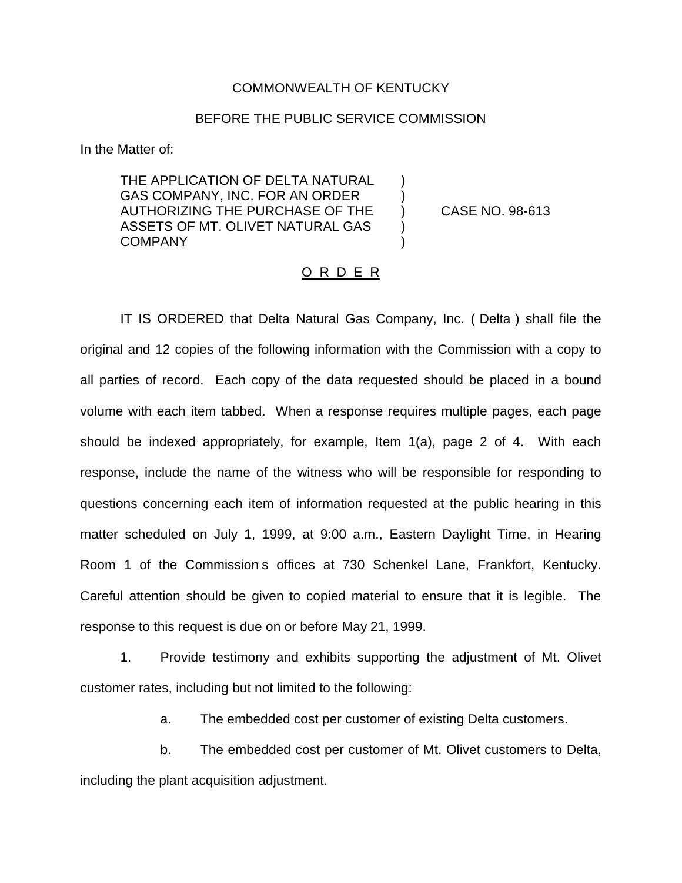COMMONWEALTH OF KENTUCKY

BEFORE THE PUBLIC SERVICE COMMISSION

In the Matter of:

| | | |
|---|---|---|
| THE APPLICATION OF DELTA NATURAL GAS COMPANY, INC. FOR AN ORDER AUTHORIZING THE PURCHASE OF THE ASSETS OF MT. OLIVET NATURAL GAS COMPANY | ) | CASE NO. 98-613 |

## O R D E R

IT IS ORDERED that Delta Natural Gas Company, Inc. ( Delta ) shall file the original and 12 copies of the following information with the Commission with a copy to all parties of record. Each copy of the data requested should be placed in a bound volume with each item tabbed. When a response requires multiple pages, each page should be indexed appropriately, for example, Item 1(a), page 2 of 4. With each response, include the name of the witness who will be responsible for responding to questions concerning each item of information requested at the public hearing in this matter scheduled on July 1, 1999, at 9:00 a.m., Eastern Daylight Time, in Hearing Room 1 of the Commission s offices at 730 Schenkel Lane, Frankfort, Kentucky. Careful attention should be given to copied material to ensure that it is legible. The response to this request is due on or before May 21, 1999.

1. Provide testimony and exhibits supporting the adjustment of Mt. Olivet customer rates, including but not limited to the following:

   a. The embedded cost per customer of existing Delta customers.

   b. The embedded cost per customer of Mt. Olivet customers to Delta, including the plant acquisition adjustment.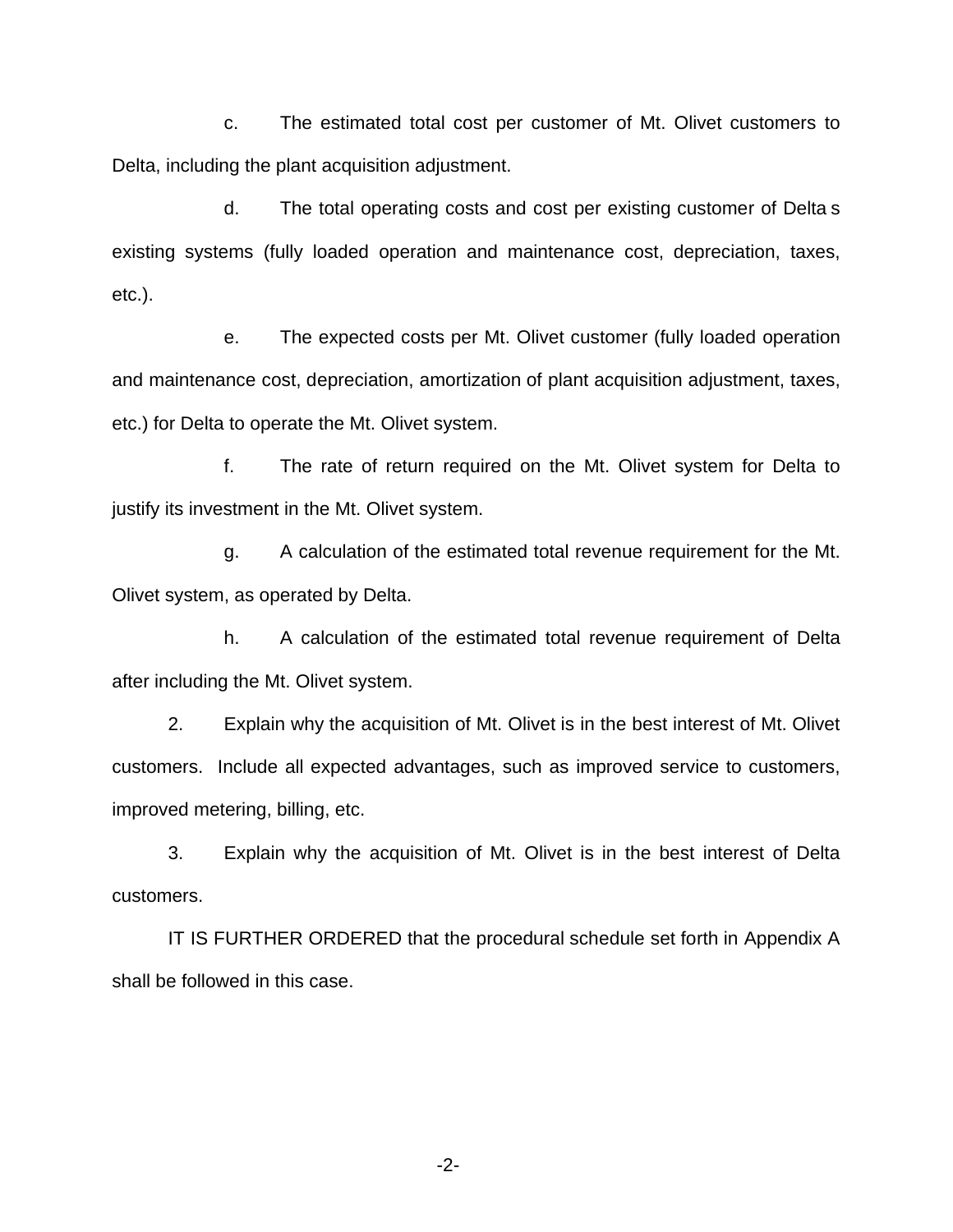c. The estimated total cost per customer of Mt. Olivet customers to Delta, including the plant acquisition adjustment.

d. The total operating costs and cost per existing customer of Delta s existing systems (fully loaded operation and maintenance cost, depreciation, taxes, etc.).

e. The expected costs per Mt. Olivet customer (fully loaded operation and maintenance cost, depreciation, amortization of plant acquisition adjustment, taxes, etc.) for Delta to operate the Mt. Olivet system.

f. The rate of return required on the Mt. Olivet system for Delta to justify its investment in the Mt. Olivet system.

g. A calculation of the estimated total revenue requirement for the Mt. Olivet system, as operated by Delta.

h. A calculation of the estimated total revenue requirement of Delta after including the Mt. Olivet system.

2. Explain why the acquisition of Mt. Olivet is in the best interest of Mt. Olivet customers. Include all expected advantages, such as improved service to customers, improved metering, billing, etc.

3. Explain why the acquisition of Mt. Olivet is in the best interest of Delta customers.

IT IS FURTHER ORDERED that the procedural schedule set forth in Appendix A shall be followed in this case.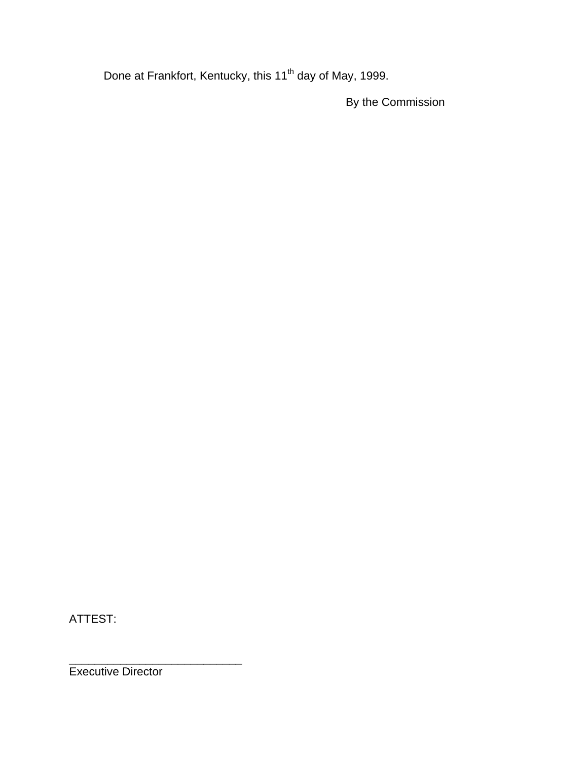Done at Frankfort, Kentucky, this 11th day of May, 1999.

By the Commission

ATTEST:

___________________________

Executive Director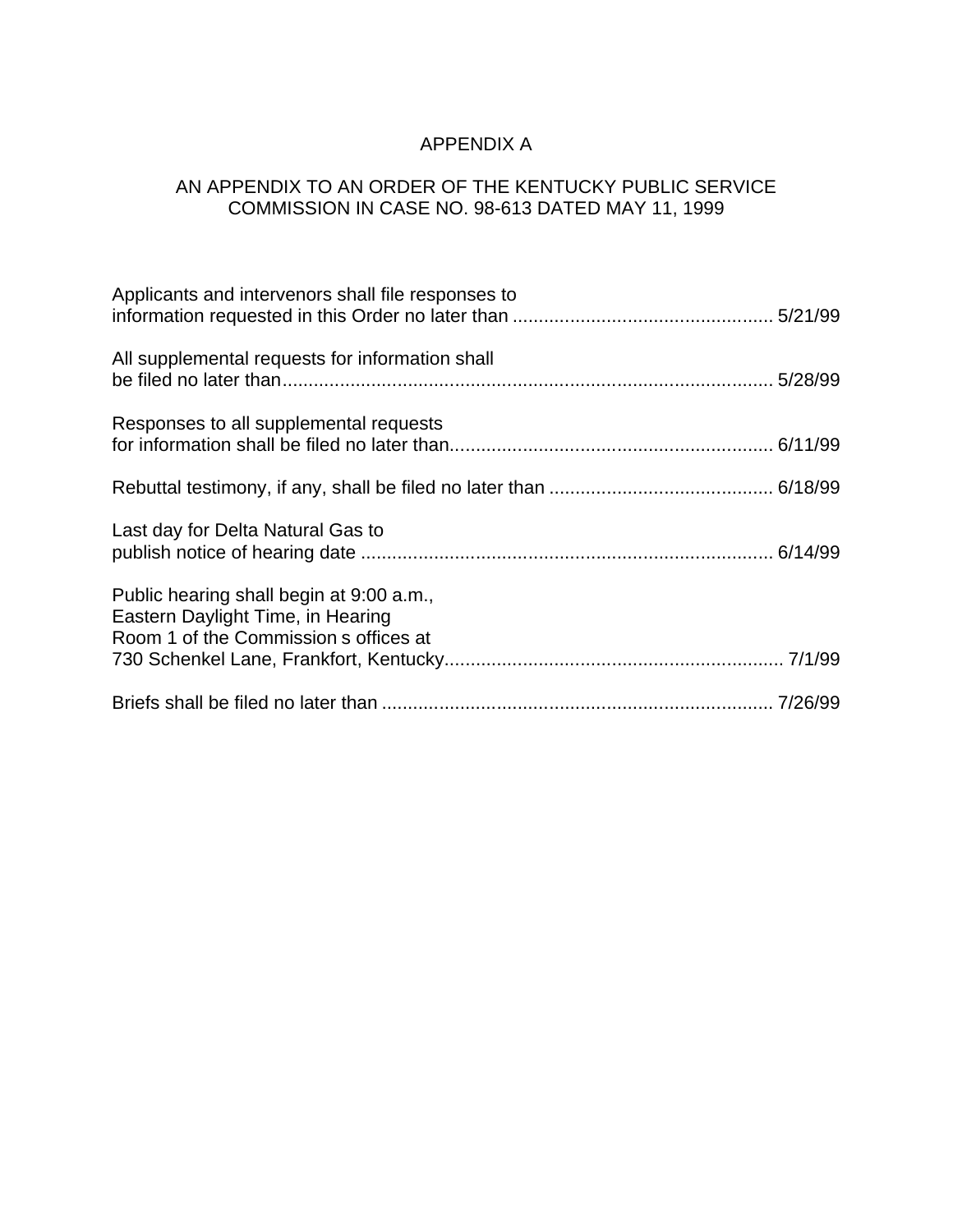# APPENDIX A

## AN APPENDIX TO AN ORDER OF THE KENTUCKY PUBLIC SERVICE COMMISSION IN CASE NO. 98-613 DATED MAY 11, 1999

Applicants and intervenors shall file responses to information requested in this Order no later than .................................................. 5/21/99

All supplemental requests for information shall be filed no later than.............................................................................................. 5/28/99

Responses to all supplemental requests for information shall be filed no later than.............................................................. 6/11/99

Rebuttal testimony, if any, shall be filed no later than ........................................... 6/18/99

Last day for Delta Natural Gas to publish notice of hearing date ............................................................................... 6/14/99

Public hearing shall begin at 9:00 a.m., Eastern Daylight Time, in Hearing Room 1 of the Commission s offices at 730 Schenkel Lane, Frankfort, Kentucky................................................................. 7/1/99

Briefs shall be filed no later than ........................................................................... 7/26/99